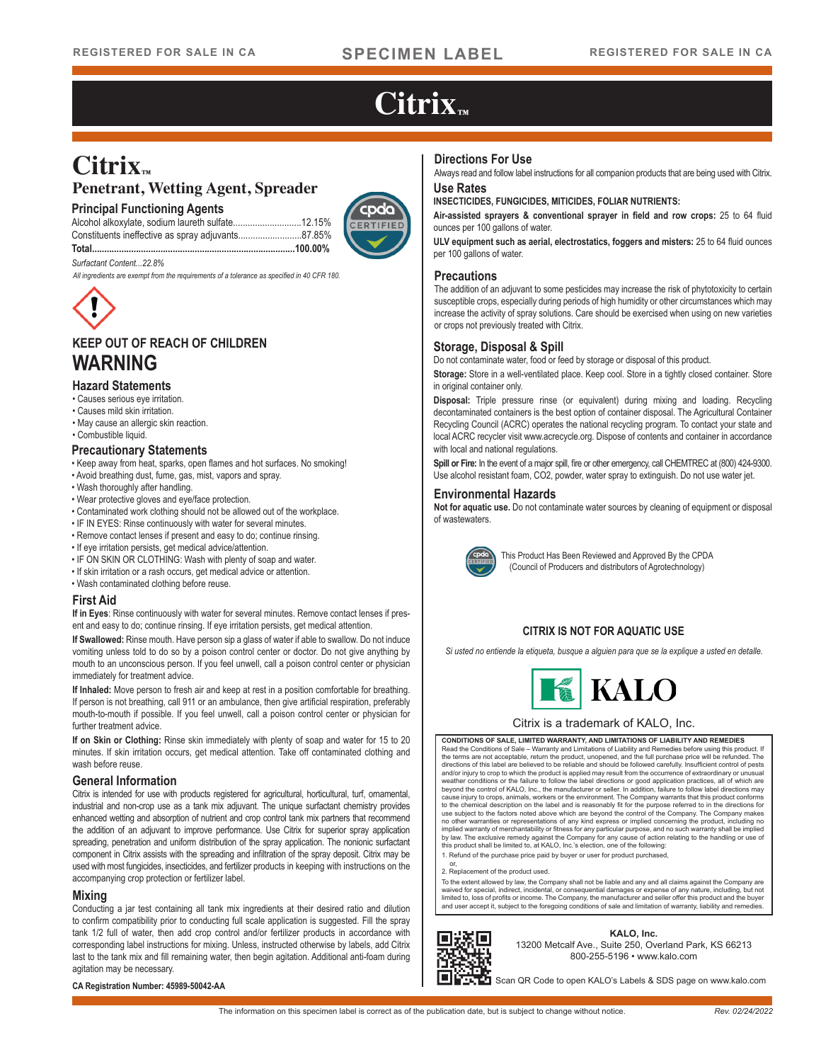REGISTERED FOR SALE IN CA

SPECIMEN LABEL

REGISTERED FOR SALE IN CA

# Citrix™

## Citrix™

### Penetrant, Wetting Agent, Spreader

### Principal Functioning Agents

| | |
|---|---|
| Alcohol alkoxylate, sodium laureth sulfate | 12.15% |
| Constituents ineffective as spray adjuvants | 87.85% |
| **Total** | **100.00%** |

*Surfactant Content...22.8%*

*All ingredients are exempt from the requirements of a tolerance as specified in 40 CFR 180.*

### KEEP OUT OF REACH OF CHILDREN

## WARNING

### Hazard Statements

- Causes serious eye irritation.
- Causes mild skin irritation.
- May cause an allergic skin reaction.
- Combustible liquid.

### Precautionary Statements

- Keep away from heat, sparks, open flames and hot surfaces. No smoking!
- Avoid breathing dust, fume, gas, mist, vapors and spray.
- Wash thoroughly after handling.
- Wear protective gloves and eye/face protection.
- Contaminated work clothing should not be allowed out of the workplace.
- IF IN EYES: Rinse continuously with water for several minutes.
- Remove contact lenses if present and easy to do; continue rinsing.
- If eye irritation persists, get medical advice/attention.
- IF ON SKIN OR CLOTHING: Wash with plenty of soap and water.
- If skin irritation or a rash occurs, get medical advice or attention.
- Wash contaminated clothing before reuse.

### First Aid

**If in Eyes**: Rinse continuously with water for several minutes. Remove contact lenses if present and easy to do; continue rinsing. If eye irritation persists, get medical attention.

**If Swallowed:** Rinse mouth. Have person sip a glass of water if able to swallow. Do not induce vomiting unless told to do so by a poison control center or doctor. Do not give anything by mouth to an unconscious person. If you feel unwell, call a poison control center or physician immediately for treatment advice.

**If Inhaled:** Move person to fresh air and keep at rest in a position comfortable for breathing. If person is not breathing, call 911 or an ambulance, then give artificial respiration, preferably mouth-to-mouth if possible. If you feel unwell, call a poison control center or physician for further treatment advice.

**If on Skin or Clothing:** Rinse skin immediately with plenty of soap and water for 15 to 20 minutes. If skin irritation occurs, get medical attention. Take off contaminated clothing and wash before reuse.

### General Information

Citrix is intended for use with products registered for agricultural, horticultural, turf, ornamental, industrial and non-crop use as a tank mix adjuvant. The unique surfactant chemistry provides enhanced wetting and absorption of nutrient and crop control tank mix partners that recommend the addition of an adjuvant to improve performance. Use Citrix for superior spray application spreading, penetration and uniform distribution of the spray application. The nonionic surfactant component in Citrix assists with the spreading and infiltration of the spray deposit. Citrix may be used with most fungicides, insecticides, and fertilizer products in keeping with instructions on the accompanying crop protection or fertilizer label.

### Mixing

Conducting a jar test containing all tank mix ingredients at their desired ratio and dilution to confirm compatibility prior to conducting full scale application is suggested. Fill the spray tank 1/2 full of water, then add crop control and/or fertilizer products in accordance with corresponding label instructions for mixing. Unless, instructed otherwise by labels, add Citrix last to the tank mix and fill remaining water, then begin agitation. Additional anti-foam during agitation may be necessary.

**CA Registration Number: 45989-50042-AA**

### Directions For Use

Always read and follow label instructions for all companion products that are being used with Citrix.

### Use Rates

**INSECTICIDES, FUNGICIDES, MITICIDES, FOLIAR NUTRIENTS:**

**Air-assisted sprayers & conventional sprayer in field and row crops:** 25 to 64 fluid ounces per 100 gallons of water.

**ULV equipment such as aerial, electrostatics, foggers and misters:** 25 to 64 fluid ounces per 100 gallons of water.

### Precautions

The addition of an adjuvant to some pesticides may increase the risk of phytotoxicity to certain susceptible crops, especially during periods of high humidity or other circumstances which may increase the activity of spray solutions. Care should be exercised when using on new varieties or crops not previously treated with Citrix.

### Storage, Disposal & Spill

Do not contaminate water, food or feed by storage or disposal of this product.

**Storage:** Store in a well-ventilated place. Keep cool. Store in a tightly closed container. Store in original container only.

**Disposal:** Triple pressure rinse (or equivalent) during mixing and loading. Recycling decontaminated containers is the best option of container disposal. The Agricultural Container Recycling Council (ACRC) operates the national recycling program. To contact your state and local ACRC recycler visit www.acrecycle.org. Dispose of contents and container in accordance with local and national regulations.

**Spill or Fire:** In the event of a major spill, fire or other emergency, call CHEMTREC at (800) 424-9300. Use alcohol resistant foam, CO2, powder, water spray to extinguish. Do not use water jet.

### Environmental Hazards

**Not for aquatic use.** Do not contaminate water sources by cleaning of equipment or disposal of wastewaters.

This Product Has Been Reviewed and Approved By the CPDA (Council of Producers and distributors of Agrotechnology)

**CITRIX IS NOT FOR AQUATIC USE**

*Si usted no entiende la etiqueta, busque a alguien para que se la explique a usted en detalle.*

KALO

Citrix is a trademark of KALO, Inc.

**CONDITIONS OF SALE, LIMITED WARRANTY, AND LIMITATIONS OF LIABILITY AND REMEDIES**

Read the Conditions of Sale – Warranty and Limitations of Liability and Remedies before using this product. If the terms are not acceptable, return the product, unopened, and the full purchase price will be refunded. The directions of this label are believed to be reliable and should be followed carefully. Insufficient control of pests and/or injury to crop to which the product is applied may result from the occurrence of extraordinary or unusual weather conditions or the failure to follow the label directions or good application practices, all of which are beyond the control of KALO, Inc., the manufacturer or seller. In addition, failure to follow label directions may cause injury to crops, animals, workers or the environment. The Company warrants that this product conforms to the chemical description on the label and is reasonably fit for the purpose referred to in the directions for use subject to the factors noted above which are beyond the control of the Company. The Company makes no other warranties or representations of any kind express or implied concerning the product, including no implied warranty of merchantability or fitness for any particular purpose, and no such warranty shall be implied by law. The exclusive remedy against the Company for any cause of action relating to the handling or use of this product shall be limited to, at KALO, Inc.'s election, one of the following:

1. Refund of the purchase price paid by buyer or user for product purchased,

or,

2. Replacement of the product used.

To the extent allowed by law, the Company shall not be liable and any and all claims against the Company are waived for special, indirect, incidental, or consequential damages or expense of any nature, including, but not limited to, loss of profits or income. The Company, the manufacturer and seller offer this product and the buyer and user accept it, subject to the foregoing conditions of sale and limitation of warranty, liability and remedies.

**KALO, Inc.**
13200 Metcalf Ave., Suite 250, Overland Park, KS 66213
800-255-5196 • www.kalo.com

Scan QR Code to open KALO's Labels & SDS page on www.kalo.com

The information on this specimen label is correct as of the publication date, but is subject to change without notice. Rev. 02/24/2022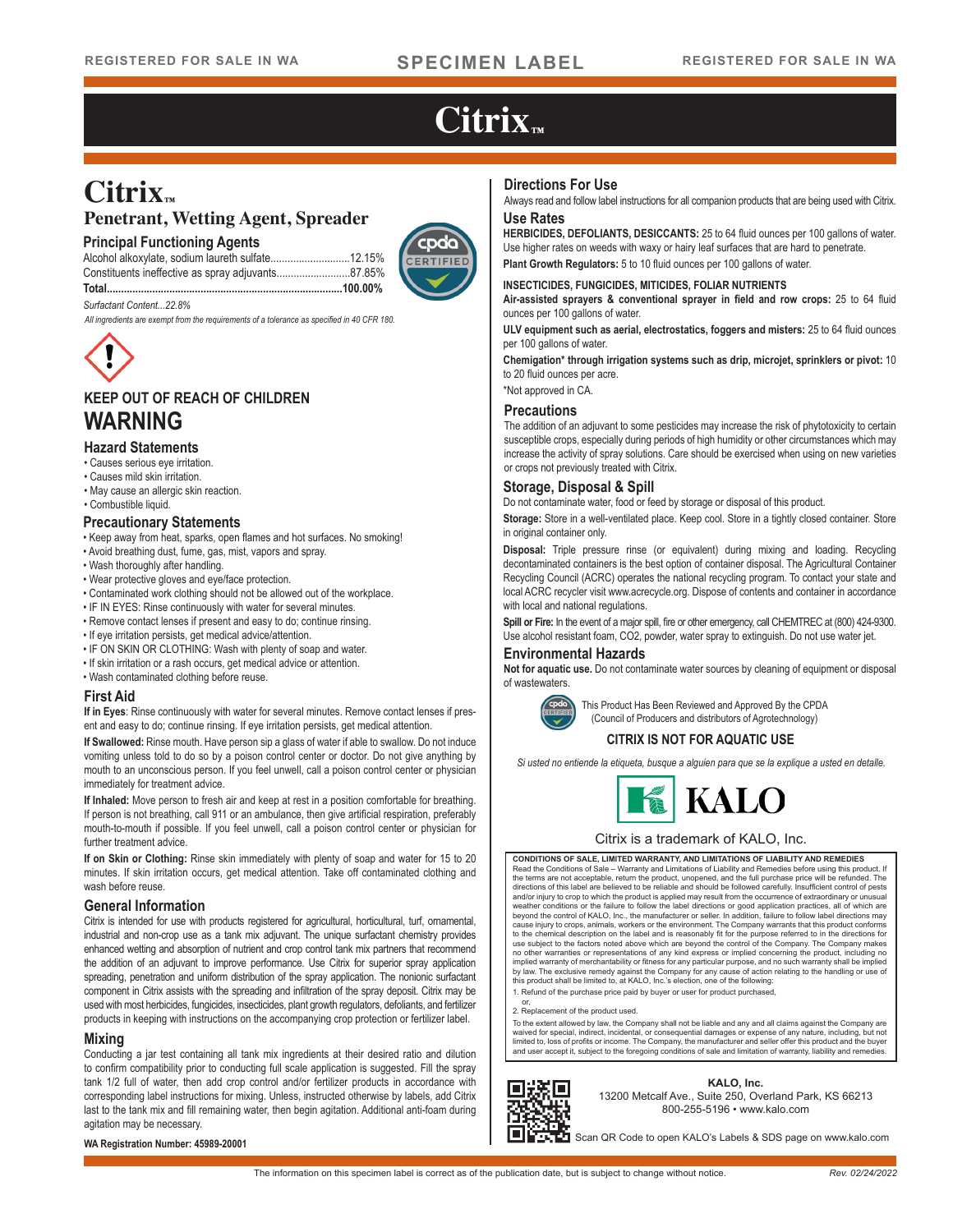REGISTERED FOR SALE IN WA | SPECIMEN LABEL | REGISTERED FOR SALE IN WA

# Citrix™

## Citrix™

### Penetrant, Wetting Agent, Spreader

### Principal Functioning Agents

| | |
|---|---|
| Alcohol alkoxylate, sodium laureth sulfate | 12.15% |
| Constituents ineffective as spray adjuvants | 87.85% |
| **Total** | **100.00%** |

*Surfactant Content...22.8%*

*All ingredients are exempt from the requirements of a tolerance as specified in 40 CFR 180.*

## KEEP OUT OF REACH OF CHILDREN

# WARNING

### Hazard Statements

- Causes serious eye irritation.
- Causes mild skin irritation.
- May cause an allergic skin reaction.
- Combustible liquid.

### Precautionary Statements

- Keep away from heat, sparks, open flames and hot surfaces. No smoking!
- Avoid breathing dust, fume, gas, mist, vapors and spray.
- Wash thoroughly after handling.
- Wear protective gloves and eye/face protection.
- Contaminated work clothing should not be allowed out of the workplace.
- IF IN EYES: Rinse continuously with water for several minutes.
- Remove contact lenses if present and easy to do; continue rinsing.
- If eye irritation persists, get medical advice/attention.
- IF ON SKIN OR CLOTHING: Wash with plenty of soap and water.
- If skin irritation or a rash occurs, get medical advice or attention.
- Wash contaminated clothing before reuse.

### First Aid

**If in Eyes**: Rinse continuously with water for several minutes. Remove contact lenses if present and easy to do; continue rinsing. If eye irritation persists, get medical attention.

**If Swallowed:** Rinse mouth. Have person sip a glass of water if able to swallow. Do not induce vomiting unless told to do so by a poison control center or doctor. Do not give anything by mouth to an unconscious person. If you feel unwell, call a poison control center or physician immediately for treatment advice.

**If Inhaled:** Move person to fresh air and keep at rest in a position comfortable for breathing. If person is not breathing, call 911 or an ambulance, then give artificial respiration, preferably mouth-to-mouth if possible. If you feel unwell, call a poison control center or physician for further treatment advice.

**If on Skin or Clothing:** Rinse skin immediately with plenty of soap and water for 15 to 20 minutes. If skin irritation occurs, get medical attention. Take off contaminated clothing and wash before reuse.

### General Information

Citrix is intended for use with products registered for agricultural, horticultural, turf, ornamental, industrial and non-crop use as a tank mix adjuvant. The unique surfactant chemistry provides enhanced wetting and absorption of nutrient and crop control tank mix partners that recommend the addition of an adjuvant to improve performance. Use Citrix for superior spray application spreading, penetration and uniform distribution of the spray application. The nonionic surfactant component in Citrix assists with the spreading and infiltration of the spray deposit. Citrix may be used with most herbicides, fungicides, insecticides, plant growth regulators, defoliants, and fertilizer products in keeping with instructions on the accompanying crop protection or fertilizer label.

### Mixing

Conducting a jar test containing all tank mix ingredients at their desired ratio and dilution to confirm compatibility prior to conducting full scale application is suggested. Fill the spray tank 1/2 full of water, then add crop control and/or fertilizer products in accordance with corresponding label instructions for mixing. Unless, instructed otherwise by labels, add Citrix last to the tank mix and fill remaining water, then begin agitation. Additional anti-foam during agitation may be necessary.

**WA Registration Number: 45989-20001**

### Directions For Use

Always read and follow label instructions for all companion products that are being used with Citrix.

### Use Rates

**HERBICIDES, DEFOLIANTS, DESICCANTS:** 25 to 64 fluid ounces per 100 gallons of water. Use higher rates on weeds with waxy or hairy leaf surfaces that are hard to penetrate.

**Plant Growth Regulators:** 5 to 10 fluid ounces per 100 gallons of water.

**INSECTICIDES, FUNGICIDES, MITICIDES, FOLIAR NUTRIENTS**

**Air-assisted sprayers & conventional sprayer in field and row crops:** 25 to 64 fluid ounces per 100 gallons of water.

**ULV equipment such as aerial, electrostatics, foggers and misters:** 25 to 64 fluid ounces per 100 gallons of water.

**Chemigation* through irrigation systems such as drip, microjet, sprinklers or pivot:** 10 to 20 fluid ounces per acre.

*Not approved in CA.

### Precautions

The addition of an adjuvant to some pesticides may increase the risk of phytotoxicity to certain susceptible crops, especially during periods of high humidity or other circumstances which may increase the activity of spray solutions. Care should be exercised when using on new varieties or crops not previously treated with Citrix.

### Storage, Disposal & Spill

Do not contaminate water, food or feed by storage or disposal of this product.

**Storage:** Store in a well-ventilated place. Keep cool. Store in a tightly closed container. Store in original container only.

**Disposal:** Triple pressure rinse (or equivalent) during mixing and loading. Recycling decontaminated containers is the best option of container disposal. The Agricultural Container Recycling Council (ACRC) operates the national recycling program. To contact your state and local ACRC recycler visit www.acrecycle.org. Dispose of contents and container in accordance with local and national regulations.

**Spill or Fire:** In the event of a major spill, fire or other emergency, call CHEMTREC at (800) 424-9300. Use alcohol resistant foam, CO2, powder, water spray to extinguish. Do not use water jet.

### Environmental Hazards

**Not for aquatic use.** Do not contaminate water sources by cleaning of equipment or disposal of wastewaters.

This Product Has Been Reviewed and Approved By the CPDA (Council of Producers and distributors of Agrotechnology)

**CITRIX IS NOT FOR AQUATIC USE**

*Si usted no entiende la etiqueta, busque a alguien para que se la explique a usted en detalle.*

KALO

Citrix is a trademark of KALO, Inc.

**CONDITIONS OF SALE, LIMITED WARRANTY, AND LIMITATIONS OF LIABILITY AND REMEDIES**

Read the Conditions of Sale – Warranty and Limitations of Liability and Remedies before using this product. If the terms are not acceptable, return the product, unopened, and the full purchase price will be refunded. The directions of this label are believed to be reliable and should be followed carefully. Insufficient control of pests and/or injury to crop to which the product is applied may result from the occurrence of extraordinary or unusual weather conditions or the failure to follow the label directions or good application practices, all of which are beyond the control of KALO, Inc., the manufacturer or seller. In addition, failure to follow label directions may cause injury to crops, animals, workers or the environment. The Company warrants that this product conforms to the chemical description on the label and is reasonably fit for the purpose referred to in the directions for use subject to the factors noted above which are beyond the control of the Company. The Company makes no other warranties or representations of any kind express or implied concerning the product, including no implied warranty of merchantability or fitness for any particular purpose, and no such warranty shall be implied by law. The exclusive remedy against the Company for any cause of action relating to the handling or use of this product shall be limited to, at KALO, Inc.'s election, one of the following:

1. Refund of the purchase price paid by buyer or user for product purchased,

or,

2. Replacement of the product used.

To the extent allowed by law, the Company shall not be liable and any and all claims against the Company are waived for special, indirect, incidental, or consequential damages or expense of any nature, including, but not limited to, loss of profits or income. The Company, the manufacturer and seller offer this product and the buyer and user accept it, subject to the foregoing conditions of sale and limitation of warranty, liability and remedies.

**KALO, Inc.**
13200 Metcalf Ave., Suite 250, Overland Park, KS 66213
800-255-5196 • www.kalo.com

Scan QR Code to open KALO's Labels & SDS page on www.kalo.com

The information on this specimen label is correct as of the publication date, but is subject to change without notice. *Rev. 02/24/2022*